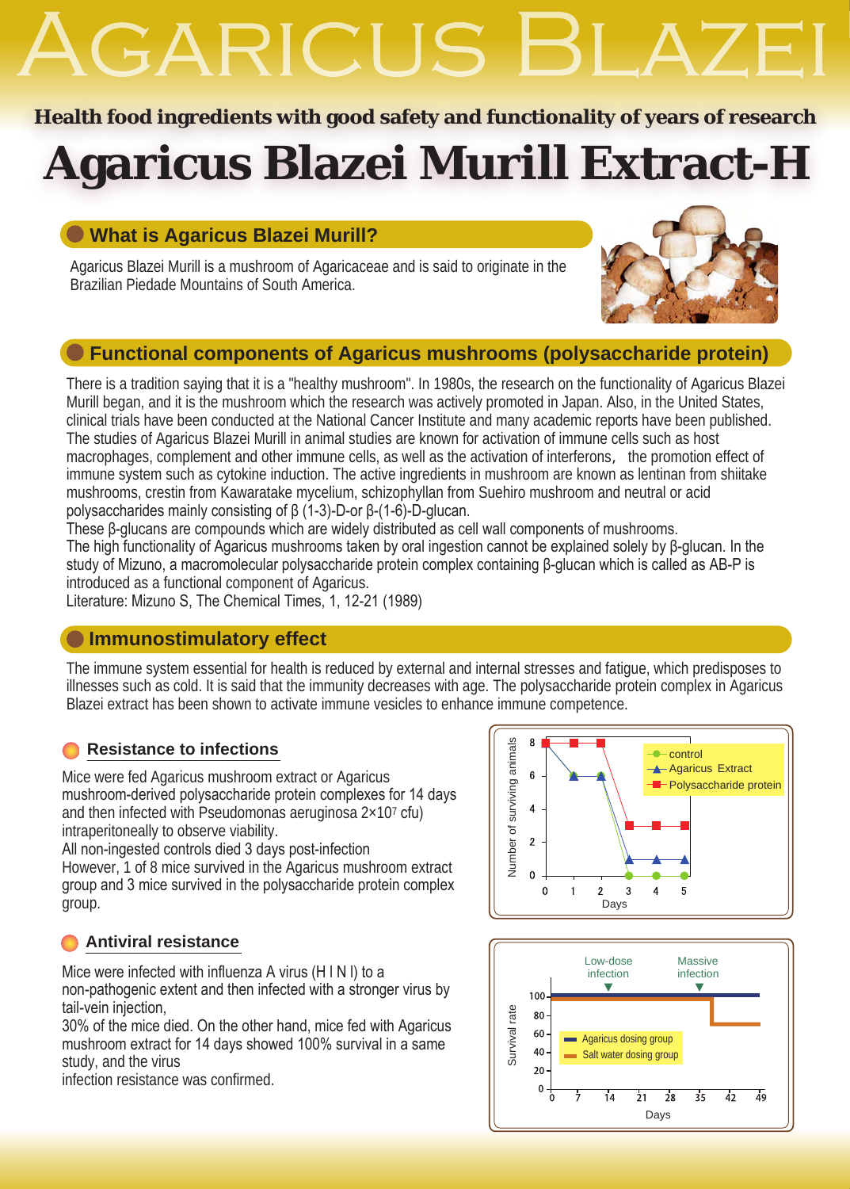# AGARICUS BLAZEI

**Health food ingredients with good safety and functionality of years of research**

# Agaricus Blazei Murill Extract-H

## What is Agaricus Blazei Murill?

Agaricus Blazei Murill is a mushroom of Agaricaceae and is said to originate in the Brazilian Piedade Mountains of South America.

## Functional components of Agaricus mushrooms (polysaccharide protein)

There is a tradition saying that it is a "healthy mushroom". In 1980s, the research on the functionality of Agaricus Blazei Murill began, and it is the mushroom which the research was actively promoted in Japan. Also, in the United States, clinical trials have been conducted at the National Cancer Institute and many academic reports have been published.
The studies of Agaricus Blazei Murill in animal studies are known for activation of immune cells such as host macrophages, complement and other immune cells, as well as the activation of interferons, the promotion effect of immune system such as cytokine induction. The active ingredients in mushroom are known as lentinan from shiitake mushrooms, crestin from Kawaratake mycelium, schizophyllan from Suehiro mushroom and neutral or acid polysaccharides mainly consisting of β (1-3)-D-or β-(1-6)-D-glucan.
These β-glucans are compounds which are widely distributed as cell wall components of mushrooms.
The high functionality of Agaricus mushrooms taken by oral ingestion cannot be explained solely by β-glucan. In the study of Mizuno, a macromolecular polysaccharide protein complex containing β-glucan which is called as AB-P is introduced as a functional component of Agaricus.
Literature: Mizuno S, The Chemical Times, 1, 12-21 (1989)

## Immunostimulatory effect

The immune system essential for health is reduced by external and internal stresses and fatigue, which predisposes to illnesses such as cold. It is said that the immunity decreases with age. The polysaccharide protein complex in Agaricus Blazei extract has been shown to activate immune vesicles to enhance immune competence.

### Resistance to infections

Mice were fed Agaricus mushroom extract or Agaricus mushroom-derived polysaccharide protein complexes for 14 days and then infected with Pseudomonas aeruginosa $2\times10^7$ cfu) intraperitoneally to observe viability.
All non-ingested controls died 3 days post-infection
However, 1 of 8 mice survived in the Agaricus mushroom extract group and 3 mice survived in the polysaccharide protein complex group.

### Antiviral resistance

Mice were infected with influenza A virus (H I N I) to a non-pathogenic extent and then infected with a stronger virus by tail-vein injection,
30% of the mice died. On the other hand, mice fed with Agaricus mushroom extract for 14 days showed 100% survival in a same study, and the virus
infection resistance was confirmed.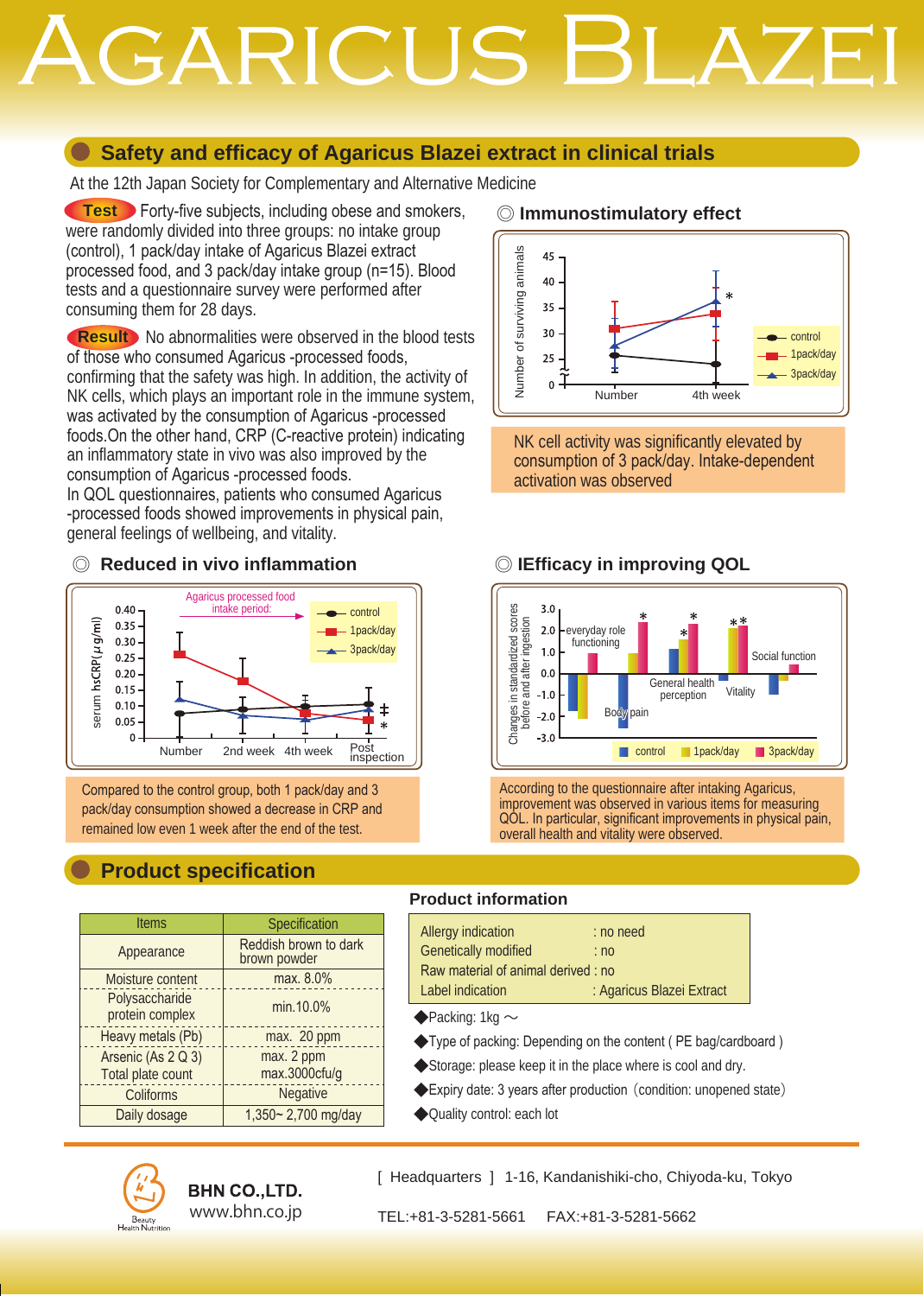# Agaricus Blazei

## Safety and efficacy of Agaricus Blazei extract in clinical trials

At the 12th Japan Society for Complementary and Alternative Medicine

**Test** Forty-five subjects, including obese and smokers, were randomly divided into three groups: no intake group (control), 1 pack/day intake of Agaricus Blazei extract processed food, and 3 pack/day intake group (n=15). Blood tests and a questionnaire survey were performed after consuming them for 28 days.

**Result** No abnormalities were observed in the blood tests of those who consumed Agaricus -processed foods, confirming that the safety was high. In addition, the activity of NK cells, which plays an important role in the immune system, was activated by the consumption of Agaricus -processed foods.On the other hand, CRP (C-reactive protein) indicating an inflammatory state in vivo was also improved by the consumption of Agaricus -processed foods.
In QOL questionnaires, patients who consumed Agaricus -processed foods showed improvements in physical pain, general feelings of wellbeing, and vitality.

### ◎ Immunostimulatory effect

Number of surviving animals

45
40
35
30
25
0

Number
4th week

control
1pack/day
3pack/day

*

NK cell activity was significantly elevated by consumption of 3 pack/day. Intake-dependent activation was observed

### ◎ Reduced in vivo inflammation

Agaricus processed food intake period:

serum hsCRP(μg/ml)

0.40
0.35
0.30
0.25
0.20
0.15
0.10
0.05
0

Number
2nd week
4th week
Post inspection

control
1pack/day
3pack/day

‡
*

Compared to the control group, both 1 pack/day and 3 pack/day consumption showed a decrease in CRP and remained low even 1 week after the end of the test.

### ◎ IEfficacy in improving QOL

Changes in standardized scores before and after ingestion

3.0
2.0
1.0
0.0
-1.0
-2.0
-3.0

everyday role functioning
Body pain
General health perception
Vitality
Social function

*
*
*
**

control
1pack/day
3pack/day

According to the questionnaire after intaking Agaricus, improvement was observed in various items for measuring QOL. In particular, significant improvements in physical pain, overall health and vitality were observed.

## Product specification

| Items | Specification |
|---|---|
| Appearance | Reddish brown to dark brown powder |
| Moisture content | max. 8.0% |
| Polysaccharide protein complex | min.10.0% |
| Heavy metals (Pb) | max. 20 ppm |
| Arsenic (As 2 Q 3) | max. 2 ppm |
| Total plate count | max.3000cfu/g |
| Coliforms | Negative |
| Daily dosage | 1,350~ 2,700 mg/day |

### Product information

| | |
|---|---|
| Allergy indication | : no need |
| Genetically modified | : no |
| Raw material of animal derived | : no |
| Label indication | : Agaricus Blazei Extract |

- ◆Packing: 1kg 〜
- ◆Type of packing: Depending on the content ( PE bag/cardboard )
- ◆Storage: please keep it in the place where is cool and dry.
- ◆Expiry date: 3 years after production（condition: unopened state）
- ◆Quality control: each lot

Beauty Health Nutrition

**BHN CO.,LTD.**
www.bhn.co.jp

[ Headquarters ] 1-16, Kandanishiki-cho, Chiyoda-ku, Tokyo

TEL:+81-3-5281-5661 FAX:+81-3-5281-5662